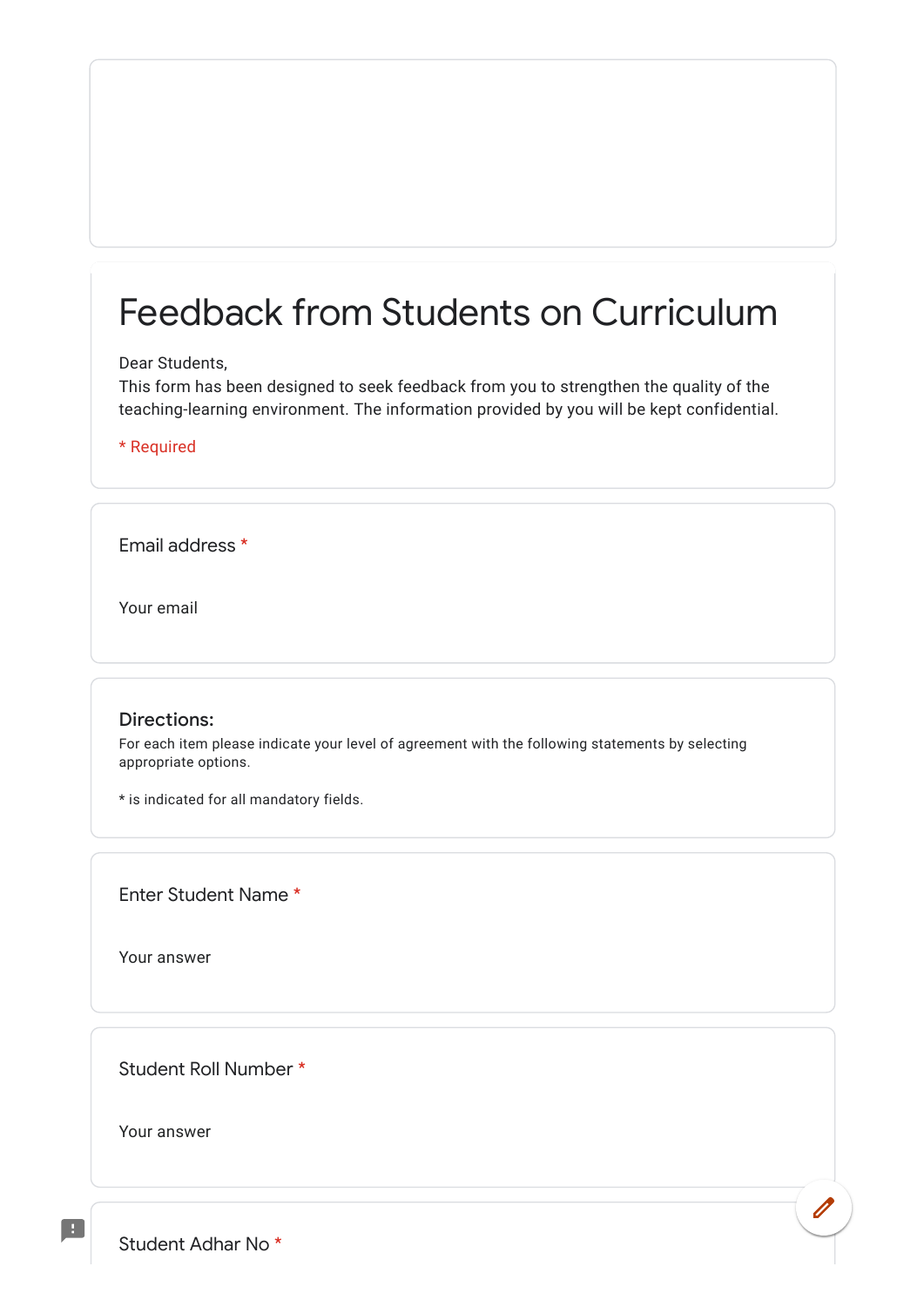# Feedback from Students on Curriculum

Dear Students,
This form has been designed to seek feedback from you to strengthen the quality of the teaching-learning environment. The information provided by you will be kept confidential.

* Required

Email address *

Your email

## Directions:

For each item please indicate your level of agreement with the following statements by selecting appropriate options.

* is indicated for all mandatory fields.

Enter Student Name *

Your answer

Student Roll Number *

Your answer

Student Adhar No *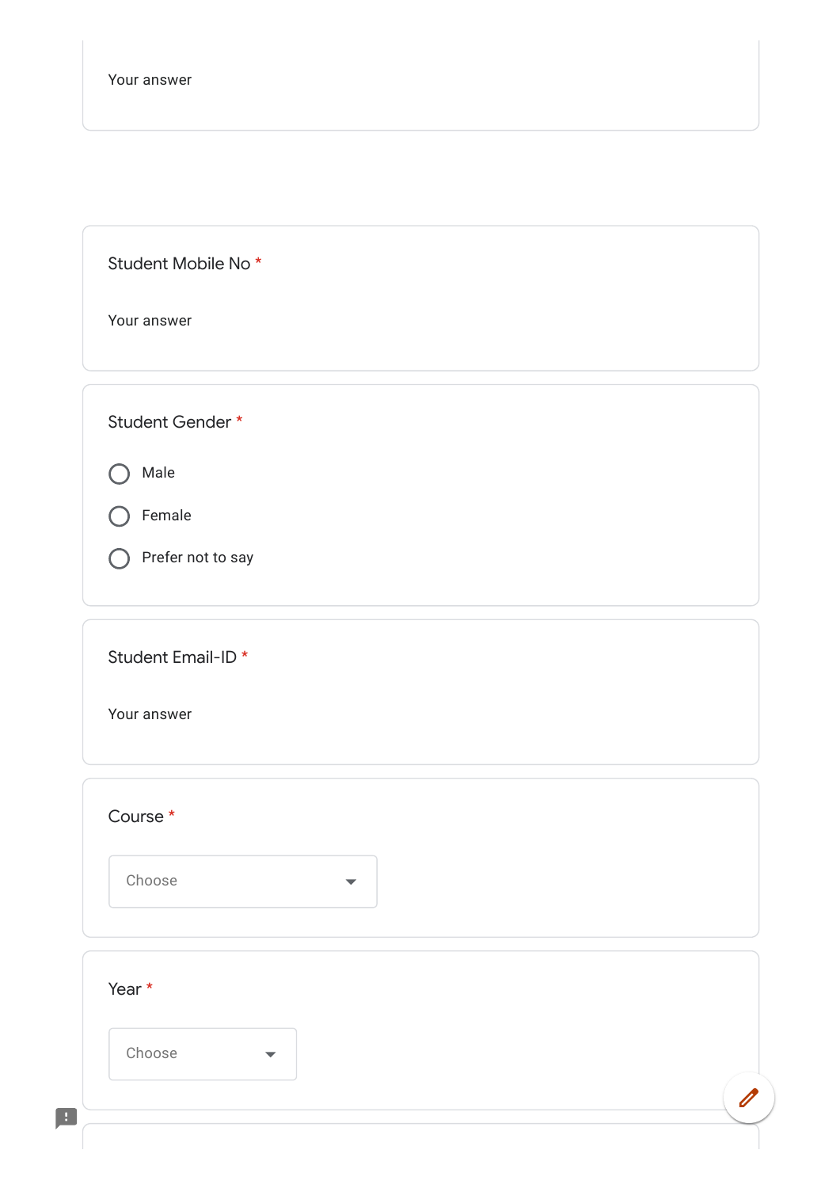Your answer

Student Mobile No *

Your answer

Student Gender *

- Male
- Female
- Prefer not to say

Student Email-ID *

Your answer

Course *

Choose

Year *

Choose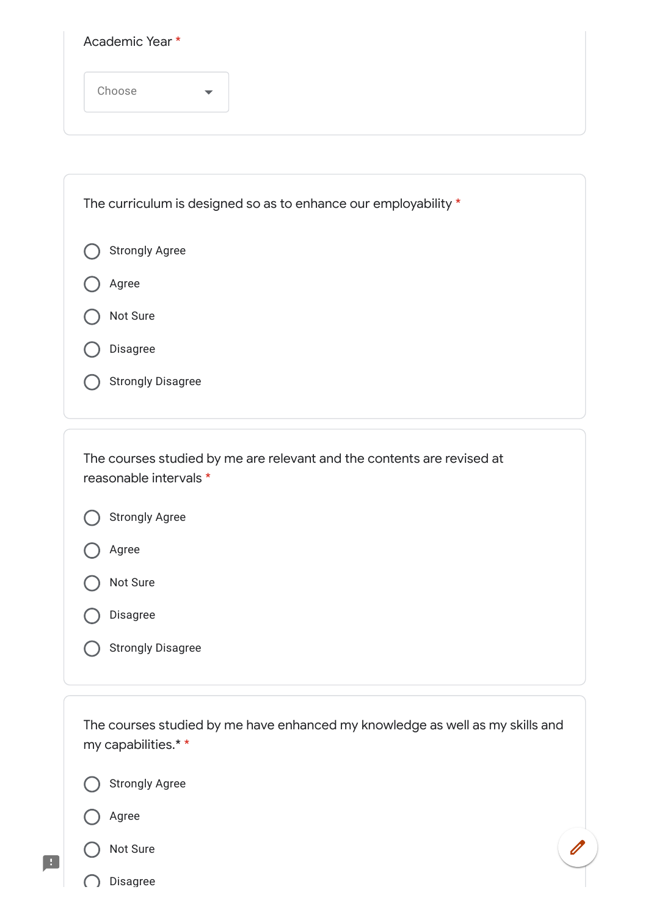Academic Year *

Choose

The curriculum is designed so as to enhance our employability *

- Strongly Agree
- Agree
- Not Sure
- Disagree
- Strongly Disagree

The courses studied by me are relevant and the contents are revised at reasonable intervals *

- Strongly Agree
- Agree
- Not Sure
- Disagree
- Strongly Disagree

The courses studied by me have enhanced my knowledge as well as my skills and my capabilities.* *

- Strongly Agree
- Agree
- Not Sure
- Disagree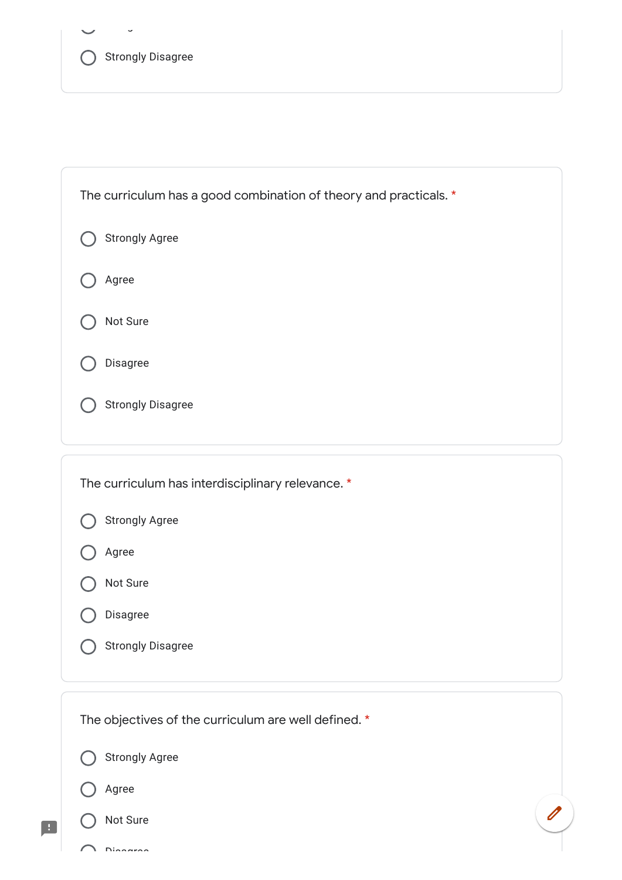- Strongly Disagree

The curriculum has a good combination of theory and practicals. *

- Strongly Agree
- Agree
- Not Sure
- Disagree
- Strongly Disagree

The curriculum has interdisciplinary relevance. *

- Strongly Agree
- Agree
- Not Sure
- Disagree
- Strongly Disagree

The objectives of the curriculum are well defined. *

- Strongly Agree
- Agree
- Not Sure
- Disagree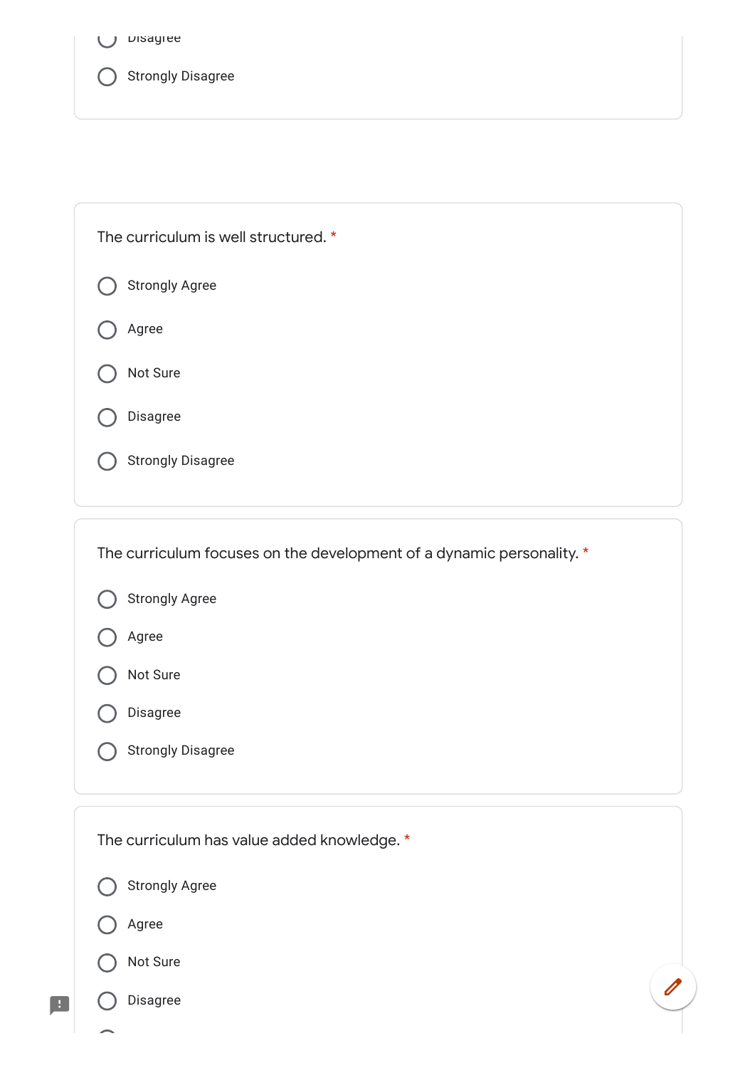Disagree

Strongly Disagree

The curriculum is well structured. *

- Strongly Agree
- Agree
- Not Sure
- Disagree
- Strongly Disagree

The curriculum focuses on the development of a dynamic personality. *

- Strongly Agree
- Agree
- Not Sure
- Disagree
- Strongly Disagree

The curriculum has value added knowledge. *

- Strongly Agree
- Agree
- Not Sure
- Disagree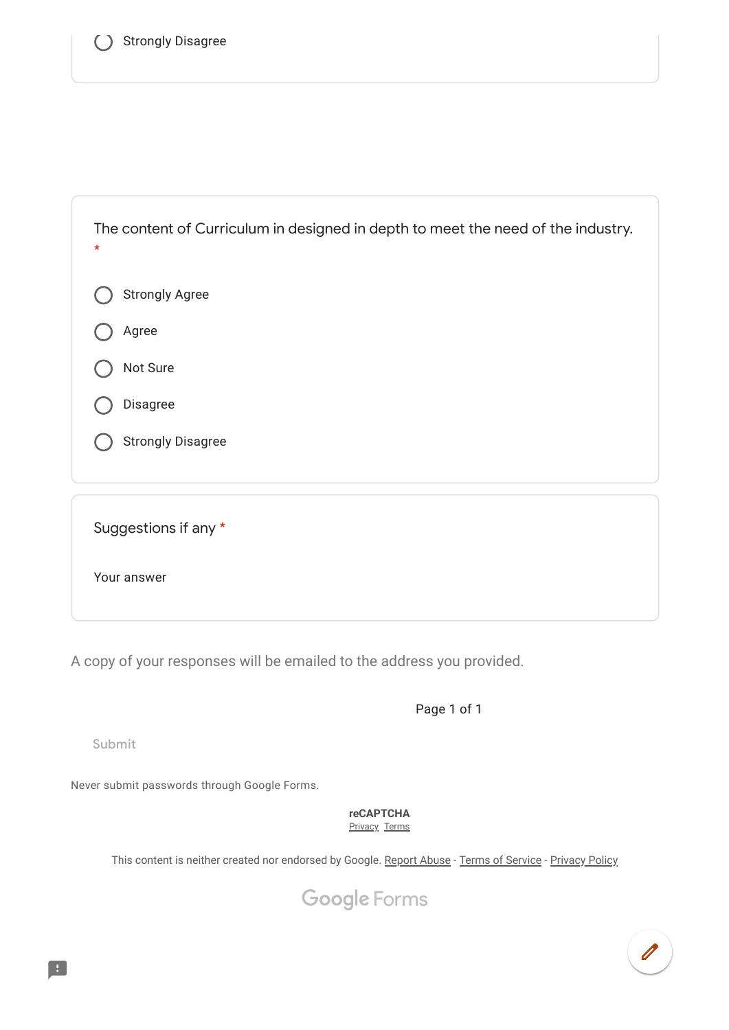- Strongly Disagree

The content of Curriculum in designed in depth to meet the need of the industry. *

- Strongly Agree
- Agree
- Not Sure
- Disagree
- Strongly Disagree

Suggestions if any *

Your answer

A copy of your responses will be emailed to the address you provided.

Page 1 of 1

Submit

Never submit passwords through Google Forms.

reCAPTCHA
Privacy Terms

This content is neither created nor endorsed by Google. Report Abuse - Terms of Service - Privacy Policy

Google Forms